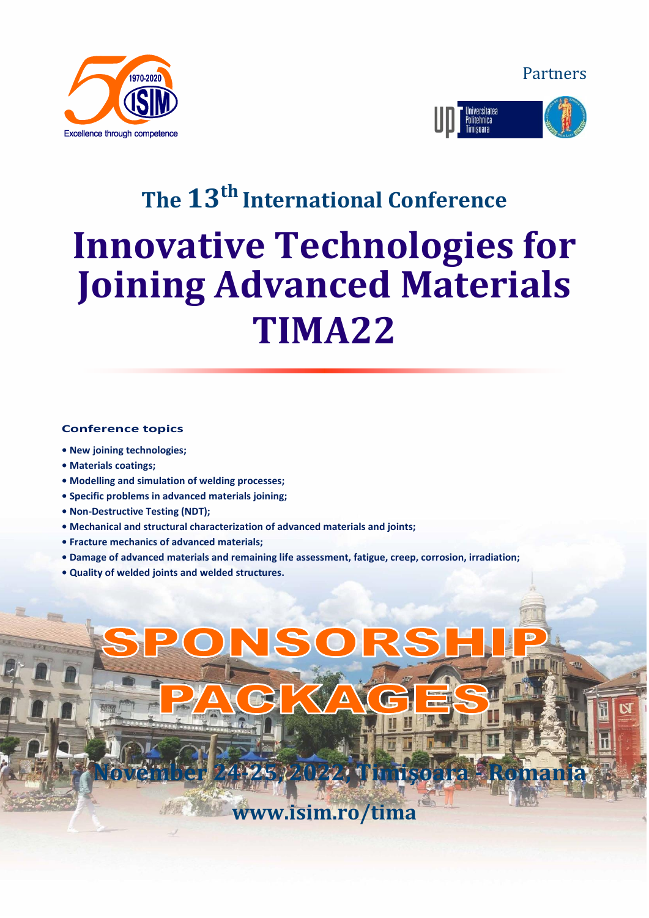1970-2020

ISIM

Excellence through competence

Partners

Universitatea Politehnica Timişoara

## The 13th International Conference

# Innovative Technologies for Joining Advanced Materials TIMA22

### Conference topics

- **New joining technologies;**
- **Materials coatings;**
- **Modelling and simulation of welding processes;**
- **Specific problems in advanced materials joining;**
- **Non-Destructive Testing (NDT);**
- **Mechanical and structural characterization of advanced materials and joints;**
- **Fracture mechanics of advanced materials;**
- **Damage of advanced materials and remaining life assessment, fatigue, creep, corrosion, irradiation;**
- **Quality of welded joints and welded structures.**

# SPONSORSHIP PACKAGES

**November 24-25, 2022, Timişoara - Romania**

**www.isim.ro/tima**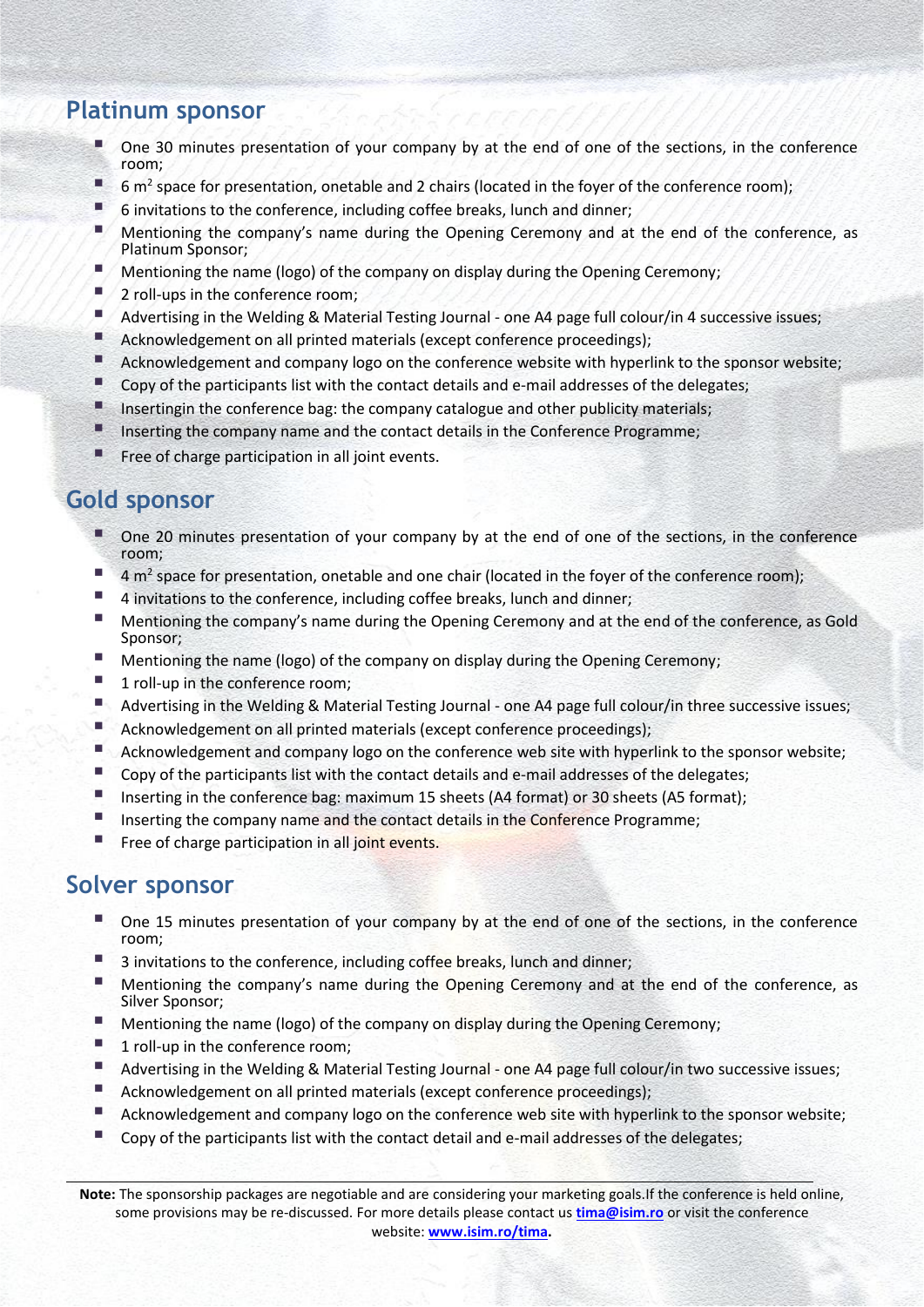## Platinum sponsor

- One 30 minutes presentation of your company by at the end of one of the sections, in the conference room;
- 6 $m^2$ space for presentation, onetable and 2 chairs (located in the foyer of the conference room);
- 6 invitations to the conference, including coffee breaks, lunch and dinner;
- Mentioning the company's name during the Opening Ceremony and at the end of the conference, as Platinum Sponsor;
- Mentioning the name (logo) of the company on display during the Opening Ceremony;
- 2 roll-ups in the conference room;
- Advertising in the Welding & Material Testing Journal - one A4 page full colour/in 4 successive issues;
- Acknowledgement on all printed materials (except conference proceedings);
- Acknowledgement and company logo on the conference website with hyperlink to the sponsor website;
- Copy of the participants list with the contact details and e-mail addresses of the delegates;
- Insertingin the conference bag: the company catalogue and other publicity materials;
- Inserting the company name and the contact details in the Conference Programme;
- Free of charge participation in all joint events.

## Gold sponsor

- One 20 minutes presentation of your company by at the end of one of the sections, in the conference room;
- 4 $m^2$ space for presentation, onetable and one chair (located in the foyer of the conference room);
- 4 invitations to the conference, including coffee breaks, lunch and dinner;
- Mentioning the company's name during the Opening Ceremony and at the end of the conference, as Gold Sponsor;
- Mentioning the name (logo) of the company on display during the Opening Ceremony;
- 1 roll-up in the conference room;
- Advertising in the Welding & Material Testing Journal - one A4 page full colour/in three successive issues;
- Acknowledgement on all printed materials (except conference proceedings);
- Acknowledgement and company logo on the conference web site with hyperlink to the sponsor website;
- Copy of the participants list with the contact details and e-mail addresses of the delegates;
- Inserting in the conference bag: maximum 15 sheets (A4 format) or 30 sheets (A5 format);
- Inserting the company name and the contact details in the Conference Programme;
- Free of charge participation in all joint events.

## Solver sponsor

- One 15 minutes presentation of your company by at the end of one of the sections, in the conference room;
- 3 invitations to the conference, including coffee breaks, lunch and dinner;
- Mentioning the company's name during the Opening Ceremony and at the end of the conference, as Silver Sponsor;
- Mentioning the name (logo) of the company on display during the Opening Ceremony;
- 1 roll-up in the conference room;
- Advertising in the Welding & Material Testing Journal - one A4 page full colour/in two successive issues;
- Acknowledgement on all printed materials (except conference proceedings);
- Acknowledgement and company logo on the conference web site with hyperlink to the sponsor website;
- Copy of the participants list with the contact detail and e-mail addresses of the delegates;

**Note:** The sponsorship packages are negotiable and are considering your marketing goals.If the conference is held online, some provisions may be re-discussed. For more details please contact us **tima@isim.ro** or visit the conference website: **www.isim.ro/tima**.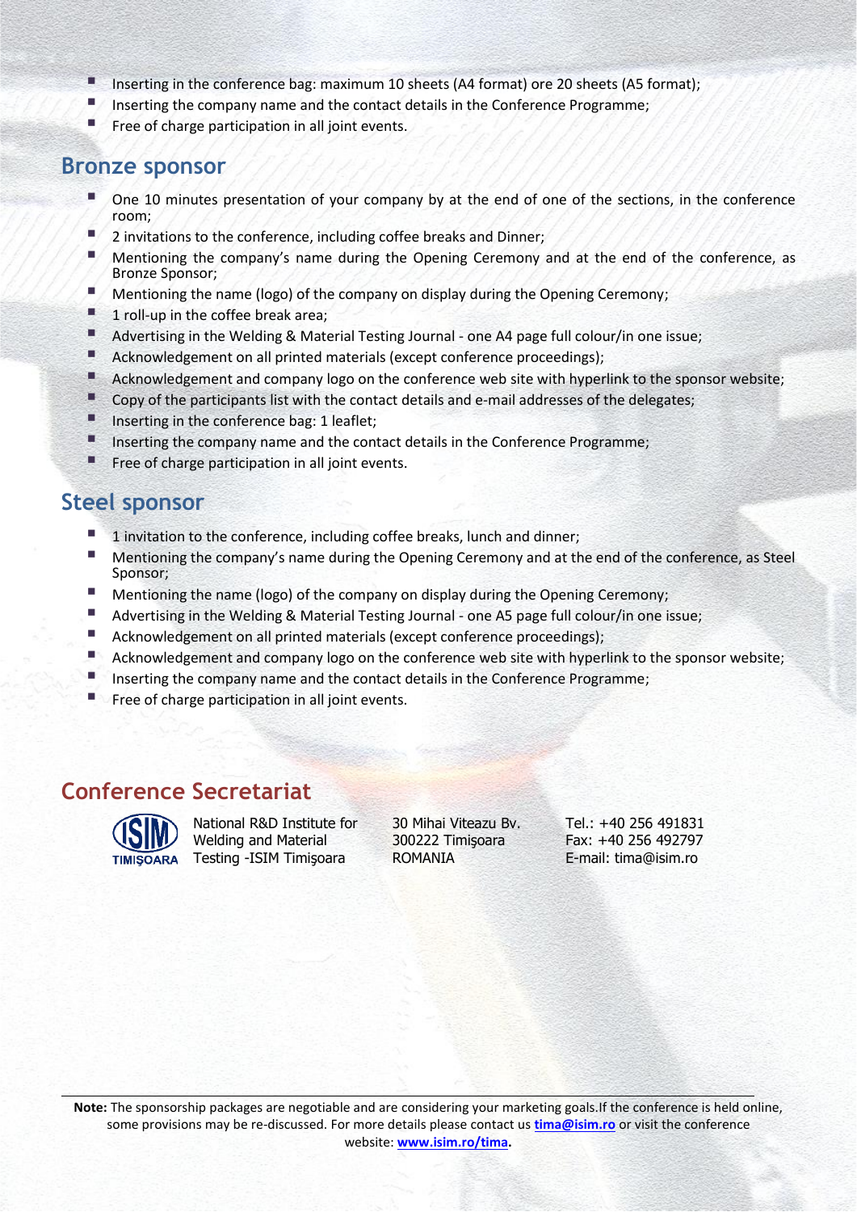- Inserting in the conference bag: maximum 10 sheets (A4 format) ore 20 sheets (A5 format);
- Inserting the company name and the contact details in the Conference Programme;
- Free of charge participation in all joint events.

## Bronze sponsor

- One 10 minutes presentation of your company by at the end of one of the sections, in the conference room;
- 2 invitations to the conference, including coffee breaks and Dinner;
- Mentioning the company's name during the Opening Ceremony and at the end of the conference, as Bronze Sponsor;
- Mentioning the name (logo) of the company on display during the Opening Ceremony;
- 1 roll-up in the coffee break area;
- Advertising in the Welding & Material Testing Journal - one A4 page full colour/in one issue;
- Acknowledgement on all printed materials (except conference proceedings);
- Acknowledgement and company logo on the conference web site with hyperlink to the sponsor website;
- Copy of the participants list with the contact details and e-mail addresses of the delegates;
- Inserting in the conference bag: 1 leaflet;
- Inserting the company name and the contact details in the Conference Programme;
- Free of charge participation in all joint events.

## Steel sponsor

- 1 invitation to the conference, including coffee breaks, lunch and dinner;
- Mentioning the company's name during the Opening Ceremony and at the end of the conference, as Steel Sponsor;
- Mentioning the name (logo) of the company on display during the Opening Ceremony;
- Advertising in the Welding & Material Testing Journal - one A5 page full colour/in one issue;
- Acknowledgement on all printed materials (except conference proceedings);
- Acknowledgement and company logo on the conference web site with hyperlink to the sponsor website;
- Inserting the company name and the contact details in the Conference Programme;
- Free of charge participation in all joint events.

## Conference Secretariat

ISIM TIMIŞOARA

National R&D Institute for Welding and Material Testing -ISIM Timişoara

30 Mihai Viteazu Bv.
300222 Timişoara
ROMANIA

Tel.: +40 256 491831
Fax: +40 256 492797
E-mail: tima@isim.ro

**Note:** The sponsorship packages are negotiable and are considering your marketing goals.If the conference is held online, some provisions may be re-discussed. For more details please contact us **tima@isim.ro** or visit the conference website: **www.isim.ro/tima.**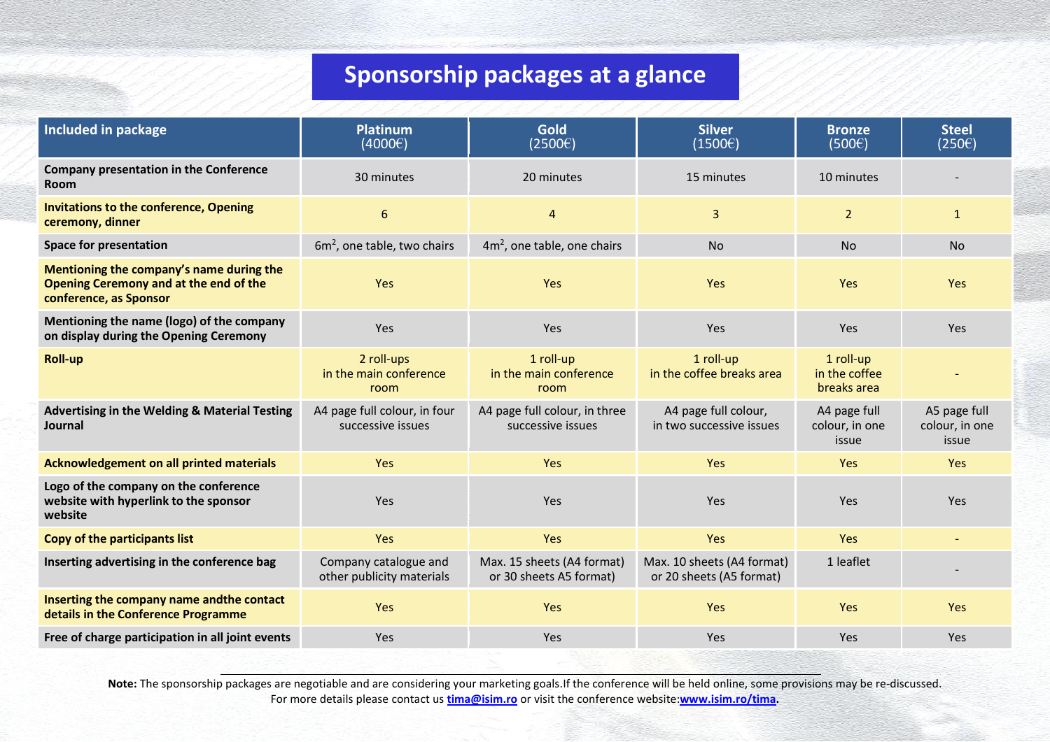# Sponsorship packages at a glance

| Included in package | Platinum (4000€) | Gold (2500€) | Silver (1500€) | Bronze (500€) | Steel (250€) |
|---|---|---|---|---|---|
| **Company presentation in the Conference Room** | 30 minutes | 20 minutes | 15 minutes | 10 minutes | - |
| **Invitations to the conference, Opening ceremony, dinner** | 6 | 4 | 3 | 2 | 1 |
| **Space for presentation** | 6m$^2$, one table, two chairs | 4m$^2$, one table, one chairs | No | No | No |
| **Mentioning the company's name during the Opening Ceremony and at the end of the conference, as Sponsor** | Yes | Yes | Yes | Yes | Yes |
| **Mentioning the name (logo) of the company on display during the Opening Ceremony** | Yes | Yes | Yes | Yes | Yes |
| **Roll-up** | 2 roll-ups in the main conference room | 1 roll-up in the main conference room | 1 roll-up in the coffee breaks area | 1 roll-up in the coffee breaks area | - |
| **Advertising in the Welding & Material Testing Journal** | A4 page full colour, in four successive issues | A4 page full colour, in three successive issues | A4 page full colour, in two successive issues | A4 page full colour, in one issue | A5 page full colour, in one issue |
| **Acknowledgement on all printed materials** | Yes | Yes | Yes | Yes | Yes |
| **Logo of the company on the conference website with hyperlink to the sponsor website** | Yes | Yes | Yes | Yes | Yes |
| **Copy of the participants list** | Yes | Yes | Yes | Yes | - |
| **Inserting advertising in the conference bag** | Company catalogue and other publicity materials | Max. 15 sheets (A4 format) or 30 sheets A5 format) | Max. 10 sheets (A4 format) or 20 sheets (A5 format) | 1 leaflet | - |
| **Inserting the company name andthe contact details in the Conference Programme** | Yes | Yes | Yes | Yes | Yes |
| **Free of charge participation in all joint events** | Yes | Yes | Yes | Yes | Yes |

**Note:** The sponsorship packages are negotiable and are considering your marketing goals.If the conference will be held online, some provisions may be re-discussed. For more details please contact us **tima@isim.ro** or visit the conference website:**www.isim.ro/tima.**